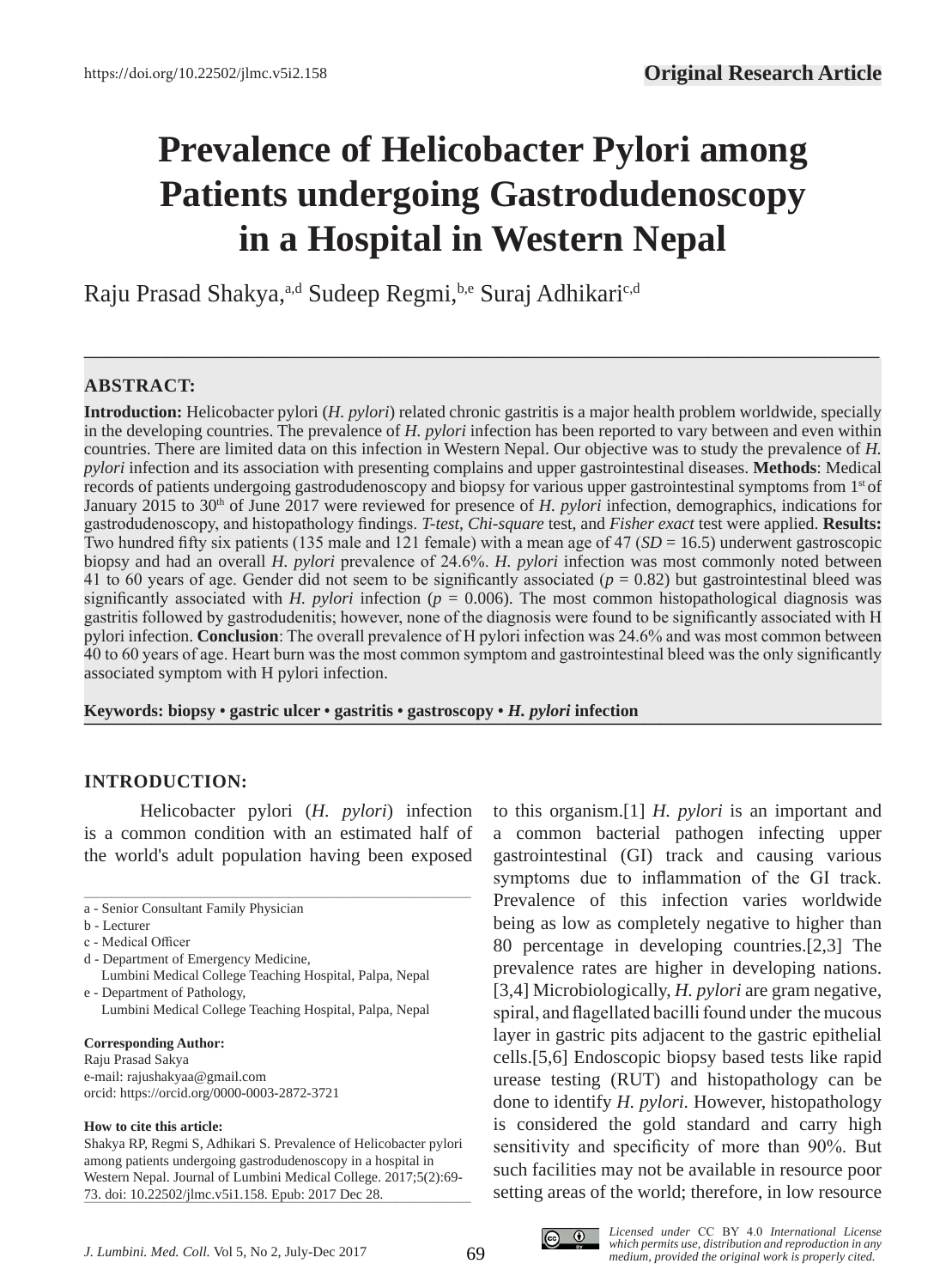https://doi.org/10.22502/jlmc.v5i2.158

**Original Research Article**

# Prevalence of Helicobacter Pylori among Patients undergoing Gastrodudenoscopy in a Hospital in Western Nepal

Raju Prasad Shakya,[a,d] Sudeep Regmi,[b,e] Suraj Adhikari[c,d]

## ABSTRACT:

**Introduction:** Helicobacter pylori (*H. pylori*) related chronic gastritis is a major health problem worldwide, specially in the developing countries. The prevalence of *H. pylori* infection has been reported to vary between and even within countries. There are limited data on this infection in Western Nepal. Our objective was to study the prevalence of *H. pylori* infection and its association with presenting complains and upper gastrointestinal diseases. **Methods**: Medical records of patients undergoing gastrodudenoscopy and biopsy for various upper gastrointestinal symptoms from 1st of January 2015 to 30th of June 2017 were reviewed for presence of *H. pylori* infection, demographics, indications for gastrodudenoscopy, and histopathology findings. *T-test*, *Chi-square* test, and *Fisher exact* test were applied. **Results:** Two hundred fifty six patients (135 male and 121 female) with a mean age of 47 (*SD* = 16.5) underwent gastroscopic biopsy and had an overall *H. pylori* prevalence of 24.6%. *H. pylori* infection was most commonly noted between 41 to 60 years of age. Gender did not seem to be significantly associated ($p = 0.82$) but gastrointestinal bleed was significantly associated with *H. pylori* infection ($p = 0.006$). The most common histopathological diagnosis was gastritis followed by gastrodudenitis; however, none of the diagnosis were found to be significantly associated with H pylori infection. **Conclusion**: The overall prevalence of H pylori infection was 24.6% and was most common between 40 to 60 years of age. Heart burn was the most common symptom and gastrointestinal bleed was the only significantly associated symptom with H pylori infection.

**Keywords: biopsy • gastric ulcer • gastritis • gastroscopy • *H. pylori* infection**

## INTRODUCTION:

Helicobacter pylori (*H. pylori*) infection is a common condition with an estimated half of the world's adult population having been exposed to this organism.[1] *H. pylori* is an important and a common bacterial pathogen infecting upper gastrointestinal (GI) track and causing various symptoms due to inflammation of the GI track. Prevalence of this infection varies worldwide being as low as completely negative to higher than 80 percentage in developing countries.[2,3] The prevalence rates are higher in developing nations.[3,4] Microbiologically, *H. pylori* are gram negative, spiral, and flagellated bacilli found under the mucous layer in gastric pits adjacent to the gastric epithelial cells.[5,6] Endoscopic biopsy based tests like rapid urease testing (RUT) and histopathology can be done to identify *H. pylori.* However, histopathology is considered the gold standard and carry high sensitivity and specificity of more than 90%. But such facilities may not be available in resource poor setting areas of the world; therefore, in low resource

---

a - Senior Consultant Family Physician
b - Lecturer
c - Medical Officer
d - Department of Emergency Medicine, Lumbini Medical College Teaching Hospital, Palpa, Nepal
e - Department of Pathology, Lumbini Medical College Teaching Hospital, Palpa, Nepal

**Corresponding Author:**
Raju Prasad Sakya
e-mail: rajushakyaa@gmail.com
orcid: https://orcid.org/0000-0003-2872-3721

**How to cite this article:**
Shakya RP, Regmi S, Adhikari S. Prevalence of Helicobacter pylori among patients undergoing gastrodudenoscopy in a hospital in Western Nepal. Journal of Lumbini Medical College. 2017;5(2):69-73. doi: 10.22502/jlmc.v5i1.158. Epub: 2017 Dec 28.

*Licensed under* CC BY 4.0 *International License which permits use, distribution and reproduction in any medium, provided the original work is properly cited.*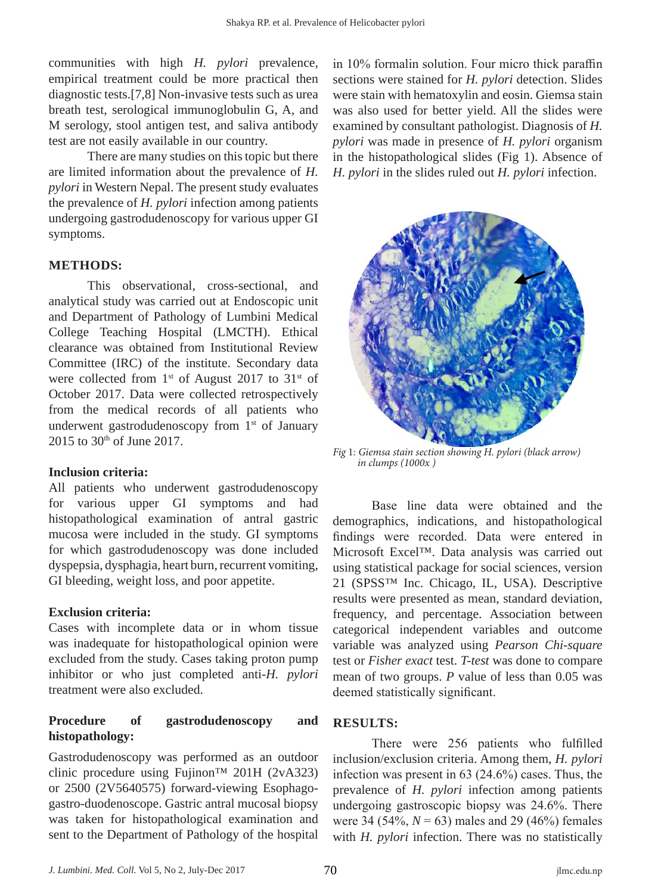communities with high *H. pylori* prevalence, empirical treatment could be more practical then diagnostic tests.[7,8] Non-invasive tests such as urea breath test, serological immunoglobulin G, A, and M serology, stool antigen test, and saliva antibody test are not easily available in our country.

There are many studies on this topic but there are limited information about the prevalence of *H. pylori* in Western Nepal. The present study evaluates the prevalence of *H. pylori* infection among patients undergoing gastrodudenoscopy for various upper GI symptoms.

## METHODS:

This observational, cross-sectional, and analytical study was carried out at Endoscopic unit and Department of Pathology of Lumbini Medical College Teaching Hospital (LMCTH). Ethical clearance was obtained from Institutional Review Committee (IRC) of the institute. Secondary data were collected from 1st of August 2017 to 31st of October 2017. Data were collected retrospectively from the medical records of all patients who underwent gastrodudenoscopy from 1st of January 2015 to 30th of June 2017.

### Inclusion criteria:

All patients who underwent gastrodudenoscopy for various upper GI symptoms and had histopathological examination of antral gastric mucosa were included in the study. GI symptoms for which gastrodudenoscopy was done included dyspepsia, dysphagia, heart burn, recurrent vomiting, GI bleeding, weight loss, and poor appetite.

### Exclusion criteria:

Cases with incomplete data or in whom tissue was inadequate for histopathological opinion were excluded from the study. Cases taking proton pump inhibitor or who just completed anti-*H. pylori* treatment were also excluded.

### Procedure of gastrodudenoscopy and histopathology:

Gastrodudenoscopy was performed as an outdoor clinic procedure using Fujinon™ 201H (2vA323) or 2500 (2V5640575) forward-viewing Esophago-gastro-duodenoscope. Gastric antral mucosal biopsy was taken for histopathological examination and sent to the Department of Pathology of the hospital in 10% formalin solution. Four micro thick paraffin sections were stained for *H. pylori* detection. Slides were stain with hematoxylin and eosin. Giemsa stain was also used for better yield. All the slides were examined by consultant pathologist. Diagnosis of *H. pylori* was made in presence of *H. pylori* organism in the histopathological slides (Fig 1). Absence of *H. pylori* in the slides ruled out *H. pylori* infection.

*Fig 1: Giemsa stain section showing H. pylori (black arrow) in clumps (1000x )*

Base line data were obtained and the demographics, indications, and histopathological findings were recorded. Data were entered in Microsoft Excel™. Data analysis was carried out using statistical package for social sciences, version 21 (SPSS™ Inc. Chicago, IL, USA). Descriptive results were presented as mean, standard deviation, frequency, and percentage. Association between categorical independent variables and outcome variable was analyzed using *Pearson Chi-square* test or *Fisher exact* test. *T-test* was done to compare mean of two groups. *P* value of less than 0.05 was deemed statistically significant.

## RESULTS:

There were 256 patients who fulfilled inclusion/exclusion criteria. Among them, *H. pylori* infection was present in 63 (24.6%) cases. Thus, the prevalence of *H. pylori* infection among patients undergoing gastroscopic biopsy was 24.6%. There were 34 (54%, $N = 63$) males and 29 (46%) females with *H. pylori* infection. There was no statistically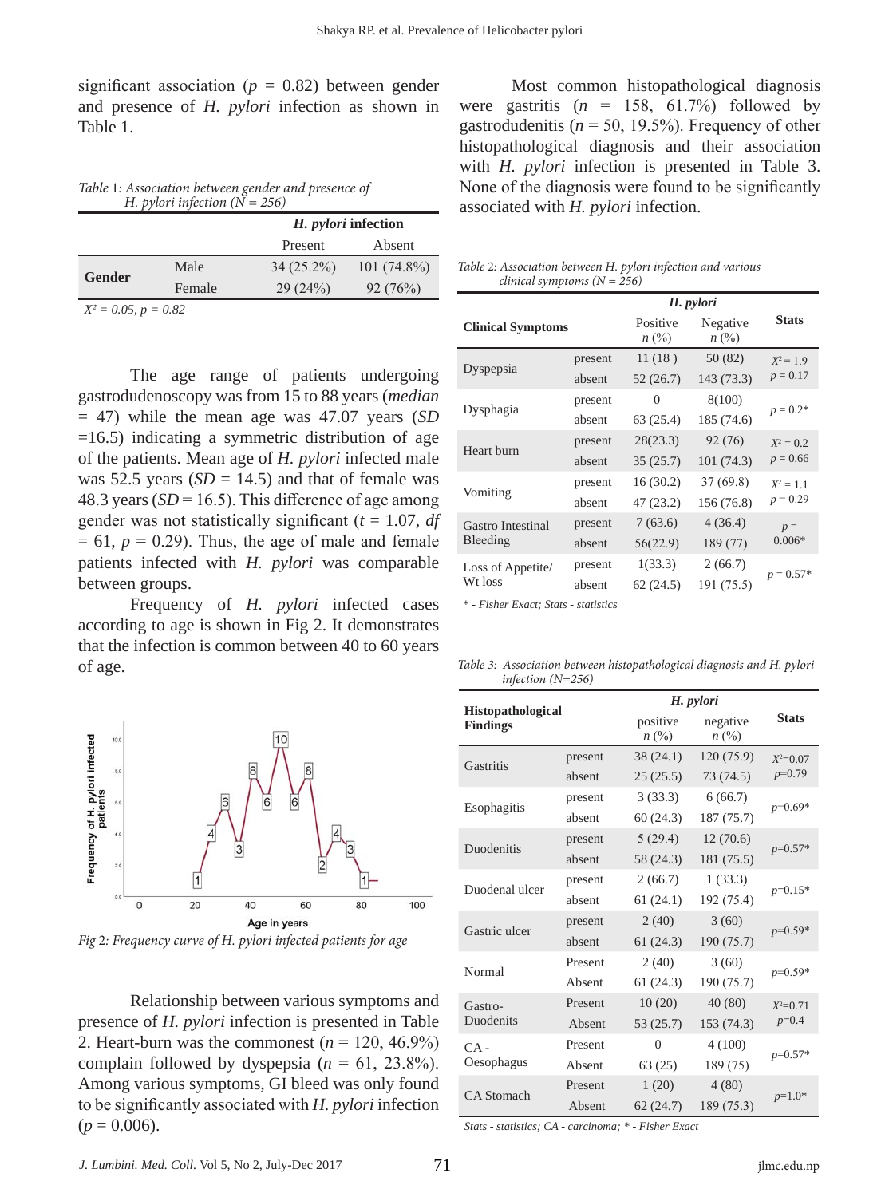significant association ($p$ = 0.82) between gender and presence of *H. pylori* infection as shown in Table 1.

*Table 1: Association between gender and presence of H. pylori infection (N = 256)*

| | | *H. pylori* infection | |
|---|---|---|---|
| | | Present | Absent |
| Gender | Male | 34 (25.2%) | 101 (74.8%) |
| | Female | 29 (24%) | 92 (76%) |

*$X^2$ = 0.05, p = 0.82*

The age range of patients undergoing gastrodudenoscopy was from 15 to 88 years (*median* = 47) while the mean age was 47.07 years (*SD* =16.5) indicating a symmetric distribution of age of the patients. Mean age of *H. pylori* infected male was 52.5 years (*SD* = 14.5) and that of female was 48.3 years (*SD* = 16.5). This difference of age among gender was not statistically significant ($t$ = 1.07, $df$ = 61, $p$ = 0.29). Thus, the age of male and female patients infected with *H. pylori* was comparable between groups.

Frequency of *H. pylori* infected cases according to age is shown in Fig 2. It demonstrates that the infection is common between 40 to 60 years of age.

*Fig 2: Frequency curve of H. pylori infected patients for age*

Relationship between various symptoms and presence of *H. pylori* infection is presented in Table 2. Heart-burn was the commonest ($n$ = 120, 46.9%) complain followed by dyspepsia ($n$ = 61, 23.8%). Among various symptoms, GI bleed was only found to be significantly associated with *H. pylori* infection ($p$ = 0.006).

Most common histopathological diagnosis were gastritis ($n$ = 158, 61.7%) followed by gastrodudenitis ($n$ = 50, 19.5%). Frequency of other histopathological diagnosis and their association with *H. pylori* infection is presented in Table 3. None of the diagnosis were found to be significantly associated with *H. pylori* infection.

*Table 2: Association between H. pylori infection and various clinical symptoms (N = 256)*

| Clinical Symptoms | | *H. pylori* Positive $n$ (%) | *H. pylori* Negative $n$ (%) | Stats |
|---|---|---|---|---|
| Dyspepsia | present | 11 (18 ) | 50 (82) | $X^2$ = 1.9 |
| | absent | 52 (26.7) | 143 (73.3) | $p$ = 0.17 |
| Dysphagia | present | 0 | 8(100) | $p$ = 0.2* |
| | absent | 63 (25.4) | 185 (74.6) | |
| Heart burn | present | 28(23.3) | 92 (76) | $X^2$ = 0.2 |
| | absent | 35 (25.7) | 101 (74.3) | $p$ = 0.66 |
| Vomiting | present | 16 (30.2) | 37 (69.8) | $X^2$ = 1.1 |
| | absent | 47 (23.2) | 156 (76.8) | $p$ = 0.29 |
| Gastro Intestinal Bleeding | present | 7 (63.6) | 4 (36.4) | $p$ = 0.006* |
| | absent | 56(22.9) | 189 (77) | |
| Loss of Appetite/ Wt loss | present | 1(33.3) | 2 (66.7) | $p$ = 0.57* |
| | absent | 62 (24.5) | 191 (75.5) | |

*\* - Fisher Exact; Stats - statistics*

*Table 3: Association between histopathological diagnosis and H. pylori infection (N=256)*

| Histopathological Findings | | *H. pylori* positive $n$ (%) | *H. pylori* negative $n$ (%) | Stats |
|---|---|---|---|---|
| Gastritis | present | 38 (24.1) | 120 (75.9) | $X^2$=0.07 |
| | absent | 25 (25.5) | 73 (74.5) | $p$=0.79 |
| Esophagitis | present | 3 (33.3) | 6 (66.7) | $p$=0.69* |
| | absent | 60 (24.3) | 187 (75.7) | |
| Duodenitis | present | 5 (29.4) | 12 (70.6) | $p$=0.57* |
| | absent | 58 (24.3) | 181 (75.5) | |
| Duodenal ulcer | present | 2 (66.7) | 1 (33.3) | $p$=0.15* |
| | absent | 61 (24.1) | 192 (75.4) | |
| Gastric ulcer | present | 2 (40) | 3 (60) | $p$=0.59* |
| | absent | 61 (24.3) | 190 (75.7) | |
| Normal | Present | 2 (40) | 3 (60) | $p$=0.59* |
| | Absent | 61 (24.3) | 190 (75.7) | |
| Gastro-Duodenits | Present | 10 (20) | 40 (80) | $X^2$=0.71 |
| | Absent | 53 (25.7) | 153 (74.3) | $p$=0.4 |
| CA - Oesophagus | Present | 0 | 4 (100) | $p$=0.57* |
| | Absent | 63 (25) | 189 (75) | |
| CA Stomach | Present | 1 (20) | 4 (80) | $p$=1.0* |
| | Absent | 62 (24.7) | 189 (75.3) | |

*Stats - statistics; CA - carcinoma; \* - Fisher Exact*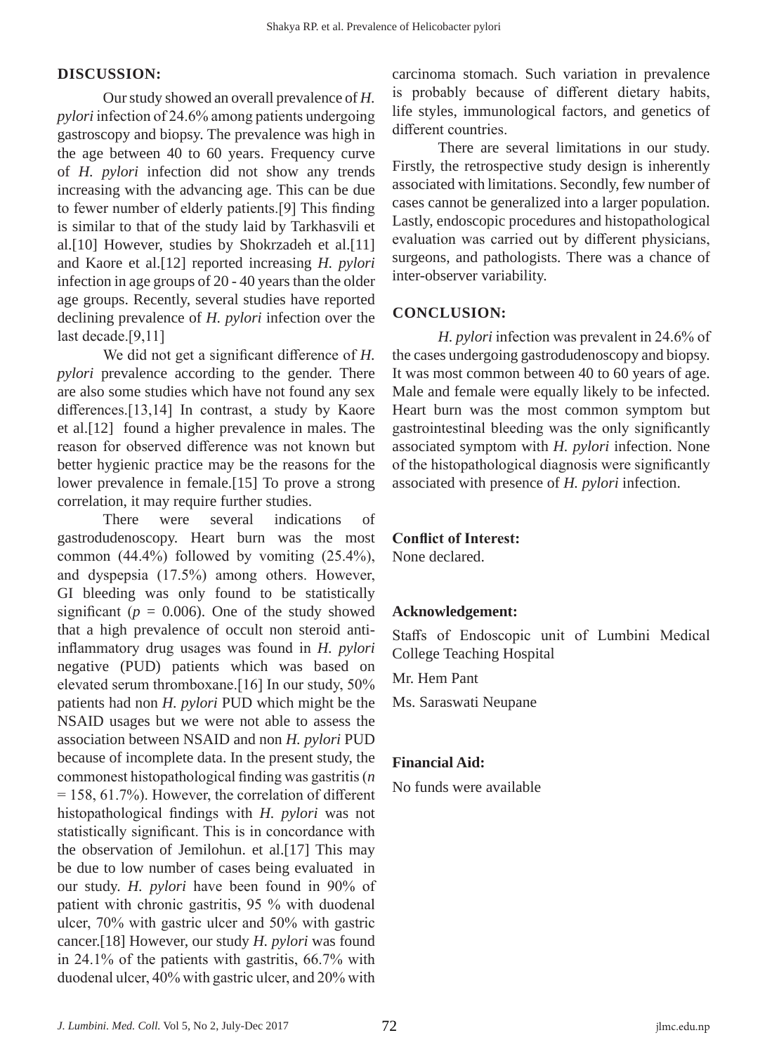## DISCUSSION:

Our study showed an overall prevalence of *H. pylori* infection of 24.6% among patients undergoing gastroscopy and biopsy. The prevalence was high in the age between 40 to 60 years. Frequency curve of *H. pylori* infection did not show any trends increasing with the advancing age. This can be due to fewer number of elderly patients.[9] This finding is similar to that of the study laid by Tarkhasvili et al.[10] However, studies by Shokrzadeh et al.[11] and Kaore et al.[12] reported increasing *H. pylori* infection in age groups of 20 - 40 years than the older age groups. Recently, several studies have reported declining prevalence of *H. pylori* infection over the last decade.[9,11]

We did not get a significant difference of *H. pylori* prevalence according to the gender. There are also some studies which have not found any sex differences.[13,14] In contrast, a study by Kaore et al.[12] found a higher prevalence in males. The reason for observed difference was not known but better hygienic practice may be the reasons for the lower prevalence in female.[15] To prove a strong correlation, it may require further studies.

There were several indications of gastrodudenoscopy. Heart burn was the most common (44.4%) followed by vomiting (25.4%), and dyspepsia (17.5%) among others. However, GI bleeding was only found to be statistically significant ($p$ = 0.006). One of the study showed that a high prevalence of occult non steroid anti-inflammatory drug usages was found in *H. pylori* negative (PUD) patients which was based on elevated serum thromboxane.[16] In our study, 50% patients had non *H. pylori* PUD which might be the NSAID usages but we were not able to assess the association between NSAID and non *H. pylori* PUD because of incomplete data. In the present study, the commonest histopathological finding was gastritis ($n$ = 158, 61.7%). However, the correlation of different histopathological findings with *H. pylori* was not statistically significant. This is in concordance with the observation of Jemilohun. et al.[17] This may be due to low number of cases being evaluated in our study. *H. pylori* have been found in 90% of patient with chronic gastritis, 95 % with duodenal ulcer, 70% with gastric ulcer and 50% with gastric cancer.[18] However, our study *H. pylori* was found in 24.1% of the patients with gastritis, 66.7% with duodenal ulcer, 40% with gastric ulcer, and 20% with carcinoma stomach. Such variation in prevalence is probably because of different dietary habits, life styles, immunological factors, and genetics of different countries.

There are several limitations in our study. Firstly, the retrospective study design is inherently associated with limitations. Secondly, few number of cases cannot be generalized into a larger population. Lastly, endoscopic procedures and histopathological evaluation was carried out by different physicians, surgeons, and pathologists. There was a chance of inter-observer variability.

## CONCLUSION:

*H. pylori* infection was prevalent in 24.6% of the cases undergoing gastrodudenoscopy and biopsy. It was most common between 40 to 60 years of age. Male and female were equally likely to be infected. Heart burn was the most common symptom but gastrointestinal bleeding was the only significantly associated symptom with *H. pylori* infection. None of the histopathological diagnosis were significantly associated with presence of *H. pylori* infection.

**Conflict of Interest:**

None declared.

**Acknowledgement:**

Staffs of Endoscopic unit of Lumbini Medical College Teaching Hospital

Mr. Hem Pant

Ms. Saraswati Neupane

**Financial Aid:**

No funds were available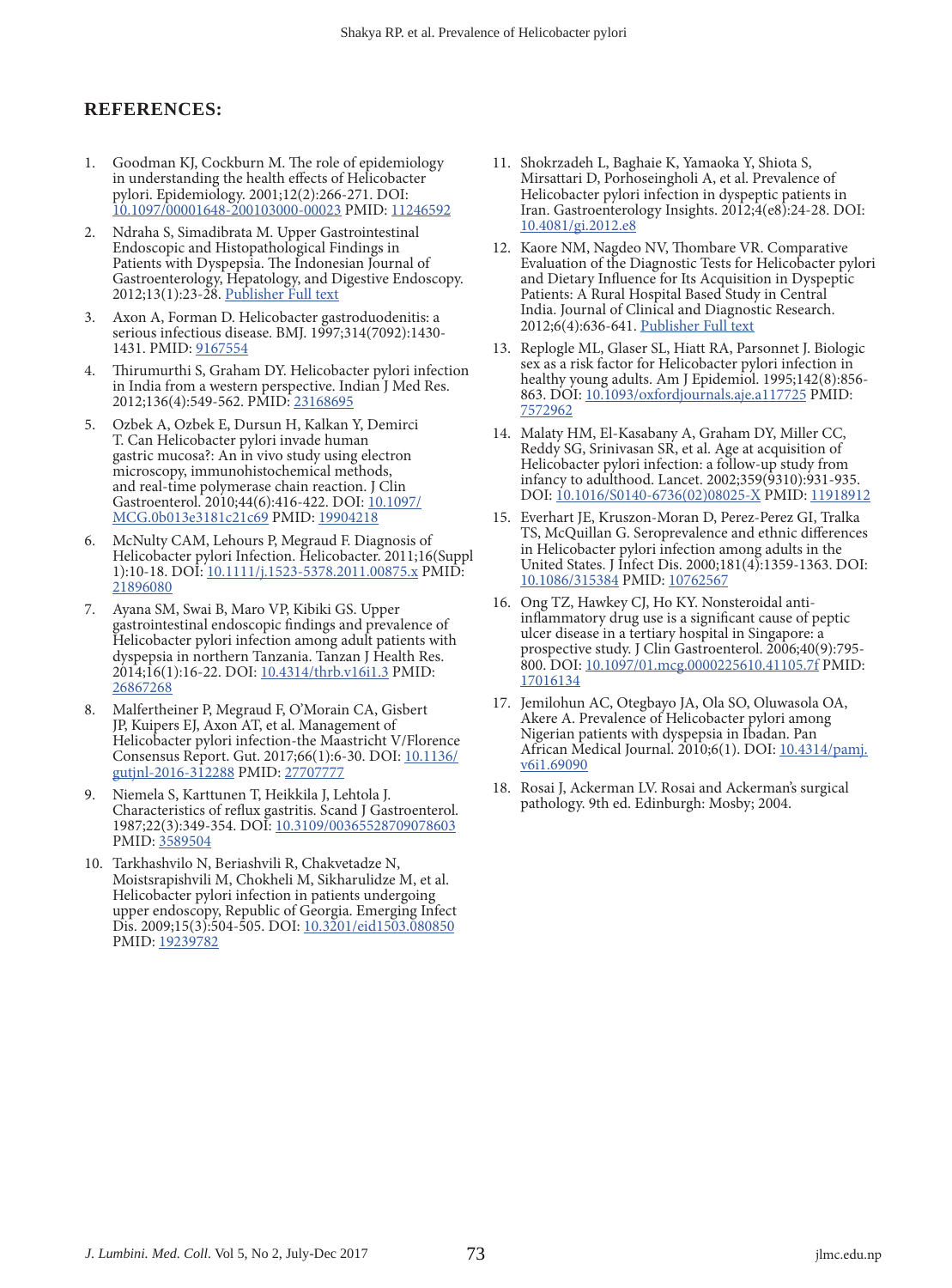## REFERENCES:

1. Goodman KJ, Cockburn M. The role of epidemiology in understanding the health effects of Helicobacter pylori. Epidemiology. 2001;12(2):266-271. DOI: 10.1097/00001648-200103000-00023 PMID: 11246592
2. Ndraha S, Simadibrata M. Upper Gastrointestinal Endoscopic and Histopathological Findings in Patients with Dyspepsia. The Indonesian Journal of Gastroenterology, Hepatology, and Digestive Endoscopy. 2012;13(1):23-28. Publisher Full text
3. Axon A, Forman D. Helicobacter gastroduodenitis: a serious infectious disease. BMJ. 1997;314(7092):1430-1431. PMID: 9167554
4. Thirumurthi S, Graham DY. Helicobacter pylori infection in India from a western perspective. Indian J Med Res. 2012;136(4):549-562. PMID: 23168695
5. Ozbek A, Ozbek E, Dursun H, Kalkan Y, Demirci T. Can Helicobacter pylori invade human gastric mucosa?: An in vivo study using electron microscopy, immunohistochemical methods, and real-time polymerase chain reaction. J Clin Gastroenterol. 2010;44(6):416-422. DOI: 10.1097/MCG.0b013e3181c21c69 PMID: 19904218
6. McNulty CAM, Lehours P, Megraud F. Diagnosis of Helicobacter pylori Infection. Helicobacter. 2011;16(Suppl 1):10-18. DOI: 10.1111/j.1523-5378.2011.00875.x PMID: 21896080
7. Ayana SM, Swai B, Maro VP, Kibiki GS. Upper gastrointestinal endoscopic findings and prevalence of Helicobacter pylori infection among adult patients with dyspepsia in northern Tanzania. Tanzan J Health Res. 2014;16(1):16-22. DOI: 10.4314/thrb.v16i1.3 PMID: 26867268
8. Malfertheiner P, Megraud F, O'Morain CA, Gisbert JP, Kuipers EJ, Axon AT, et al. Management of Helicobacter pylori infection-the Maastricht V/Florence Consensus Report. Gut. 2017;66(1):6-30. DOI: 10.1136/gutjnl-2016-312288 PMID: 27707777
9. Niemela S, Karttunen T, Heikkila J, Lehtola J. Characteristics of reflux gastritis. Scand J Gastroenterol. 1987;22(3):349-354. DOI: 10.3109/00365528709078603 PMID: 3589504
10. Tarkhashvilo N, Beriashvili R, Chakvetadze N, Moistsrapishvili M, Chokheli M, Sikharulidze M, et al. Helicobacter pylori infection in patients undergoing upper endoscopy, Republic of Georgia. Emerging Infect Dis. 2009;15(3):504-505. DOI: 10.3201/eid1503.080850 PMID: 19239782
11. Shokrzadeh L, Baghaie K, Yamaoka Y, Shiota S, Mirsattari D, Porhoseingholi A, et al. Prevalence of Helicobacter pylori infection in dyspeptic patients in Iran. Gastroenterology Insights. 2012;4(e8):24-28. DOI: 10.4081/gi.2012.e8
12. Kaore NM, Nagdeo NV, Thombare VR. Comparative Evaluation of the Diagnostic Tests for Helicobacter pylori and Dietary Influence for Its Acquisition in Dyspeptic Patients: A Rural Hospital Based Study in Central India. Journal of Clinical and Diagnostic Research. 2012;6(4):636-641. Publisher Full text
13. Replogle ML, Glaser SL, Hiatt RA, Parsonnet J. Biologic sex as a risk factor for Helicobacter pylori infection in healthy young adults. Am J Epidemiol. 1995;142(8):856-863. DOI: 10.1093/oxfordjournals.aje.a117725 PMID: 7572962
14. Malaty HM, El-Kasabany A, Graham DY, Miller CC, Reddy SG, Srinivasan SR, et al. Age at acquisition of Helicobacter pylori infection: a follow-up study from infancy to adulthood. Lancet. 2002;359(9310):931-935. DOI: 10.1016/S0140-6736(02)08025-X PMID: 11918912
15. Everhart JE, Kruszon-Moran D, Perez-Perez GI, Tralka TS, McQuillan G. Seroprevalence and ethnic differences in Helicobacter pylori infection among adults in the United States. J Infect Dis. 2000;181(4):1359-1363. DOI: 10.1086/315384 PMID: 10762567
16. Ong TZ, Hawkey CJ, Ho KY. Nonsteroidal anti-inflammatory drug use is a significant cause of peptic ulcer disease in a tertiary hospital in Singapore: a prospective study. J Clin Gastroenterol. 2006;40(9):795-800. DOI: 10.1097/01.mcg.0000225610.41105.7f PMID: 17016134
17. Jemilohun AC, Otegbayo JA, Ola SO, Oluwasola OA, Akere A. Prevalence of Helicobacter pylori among Nigerian patients with dyspepsia in Ibadan. Pan African Medical Journal. 2010;6(1). DOI: 10.4314/pamj.v6i1.69090
18. Rosai J, Ackerman LV. Rosai and Ackerman's surgical pathology. 9th ed. Edinburgh: Mosby; 2004.